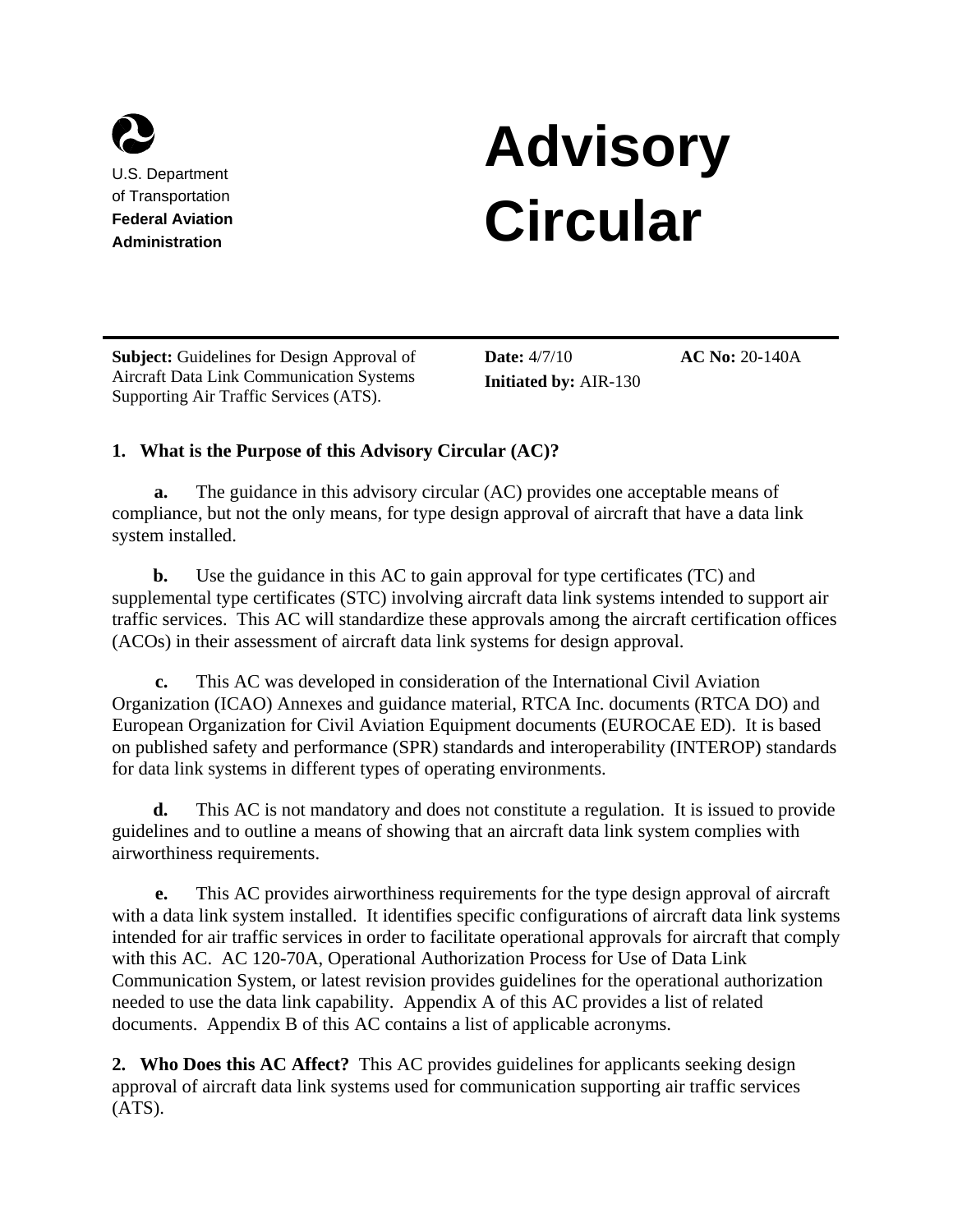U.S. Department of Transportation
**Federal Aviation Administration**

# Advisory Circular

**Subject:** Guidelines for Design Approval of Aircraft Data Link Communication Systems Supporting Air Traffic Services (ATS).

**Date:** 4/7/10
**Initiated by:** AIR-130

**AC No:** 20-140A

## 1. What is the Purpose of this Advisory Circular (AC)?

**a.** The guidance in this advisory circular (AC) provides one acceptable means of compliance, but not the only means, for type design approval of aircraft that have a data link system installed.

**b.** Use the guidance in this AC to gain approval for type certificates (TC) and supplemental type certificates (STC) involving aircraft data link systems intended to support air traffic services. This AC will standardize these approvals among the aircraft certification offices (ACOs) in their assessment of aircraft data link systems for design approval.

**c.** This AC was developed in consideration of the International Civil Aviation Organization (ICAO) Annexes and guidance material, RTCA Inc. documents (RTCA DO) and European Organization for Civil Aviation Equipment documents (EUROCAE ED). It is based on published safety and performance (SPR) standards and interoperability (INTEROP) standards for data link systems in different types of operating environments.

**d.** This AC is not mandatory and does not constitute a regulation. It is issued to provide guidelines and to outline a means of showing that an aircraft data link system complies with airworthiness requirements.

**e.** This AC provides airworthiness requirements for the type design approval of aircraft with a data link system installed. It identifies specific configurations of aircraft data link systems intended for air traffic services in order to facilitate operational approvals for aircraft that comply with this AC. AC 120-70A, Operational Authorization Process for Use of Data Link Communication System, or latest revision provides guidelines for the operational authorization needed to use the data link capability. Appendix A of this AC provides a list of related documents. Appendix B of this AC contains a list of applicable acronyms.

**2. Who Does this AC Affect?** This AC provides guidelines for applicants seeking design approval of aircraft data link systems used for communication supporting air traffic services (ATS).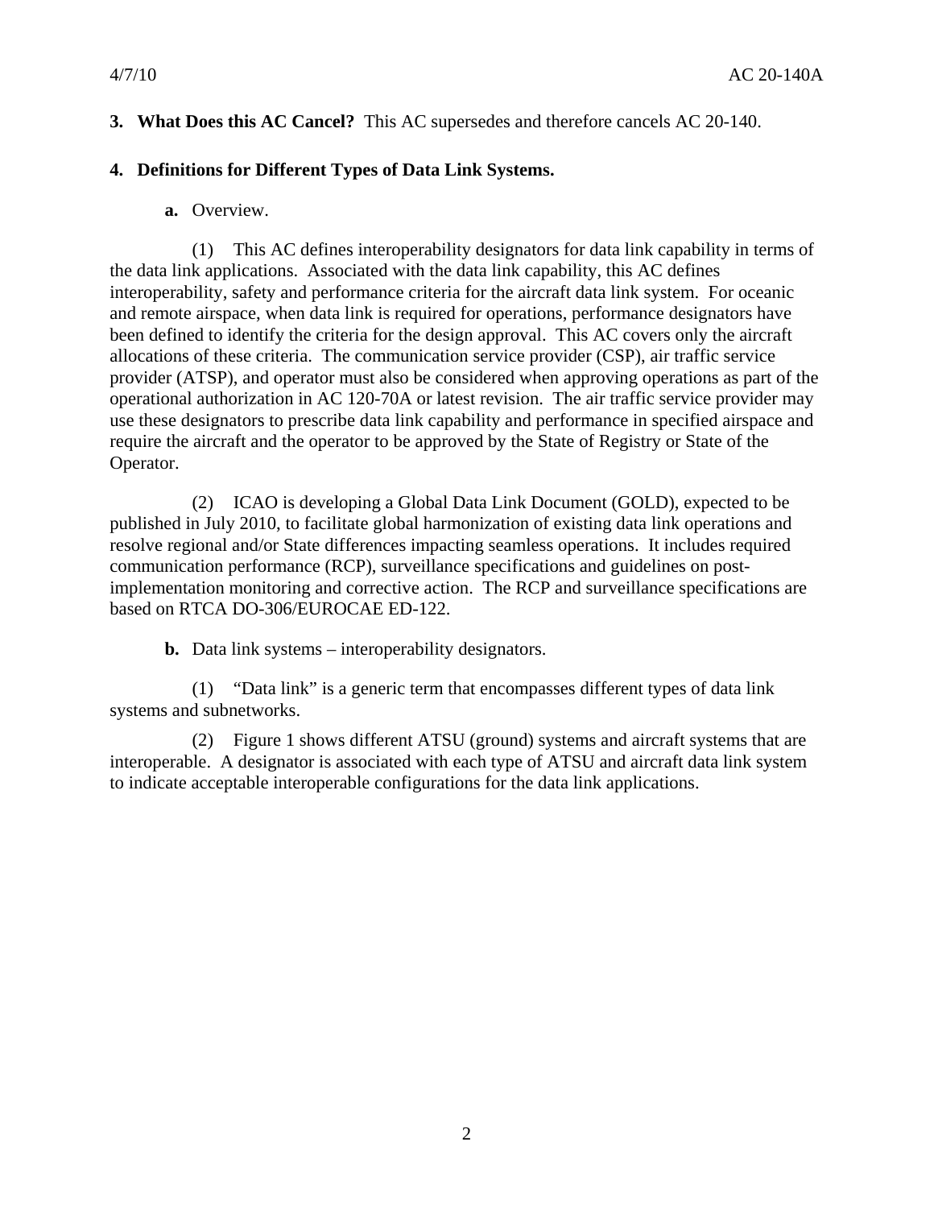**3. What Does this AC Cancel?** This AC supersedes and therefore cancels AC 20-140.

**4. Definitions for Different Types of Data Link Systems.**

**a.** Overview.

(1) This AC defines interoperability designators for data link capability in terms of the data link applications. Associated with the data link capability, this AC defines interoperability, safety and performance criteria for the aircraft data link system. For oceanic and remote airspace, when data link is required for operations, performance designators have been defined to identify the criteria for the design approval. This AC covers only the aircraft allocations of these criteria. The communication service provider (CSP), air traffic service provider (ATSP), and operator must also be considered when approving operations as part of the operational authorization in AC 120-70A or latest revision. The air traffic service provider may use these designators to prescribe data link capability and performance in specified airspace and require the aircraft and the operator to be approved by the State of Registry or State of the Operator.

(2) ICAO is developing a Global Data Link Document (GOLD), expected to be published in July 2010, to facilitate global harmonization of existing data link operations and resolve regional and/or State differences impacting seamless operations. It includes required communication performance (RCP), surveillance specifications and guidelines on post-implementation monitoring and corrective action. The RCP and surveillance specifications are based on RTCA DO-306/EUROCAE ED-122.

**b.** Data link systems – interoperability designators.

(1) "Data link" is a generic term that encompasses different types of data link systems and subnetworks.

(2) Figure 1 shows different ATSU (ground) systems and aircraft systems that are interoperable. A designator is associated with each type of ATSU and aircraft data link system to indicate acceptable interoperable configurations for the data link applications.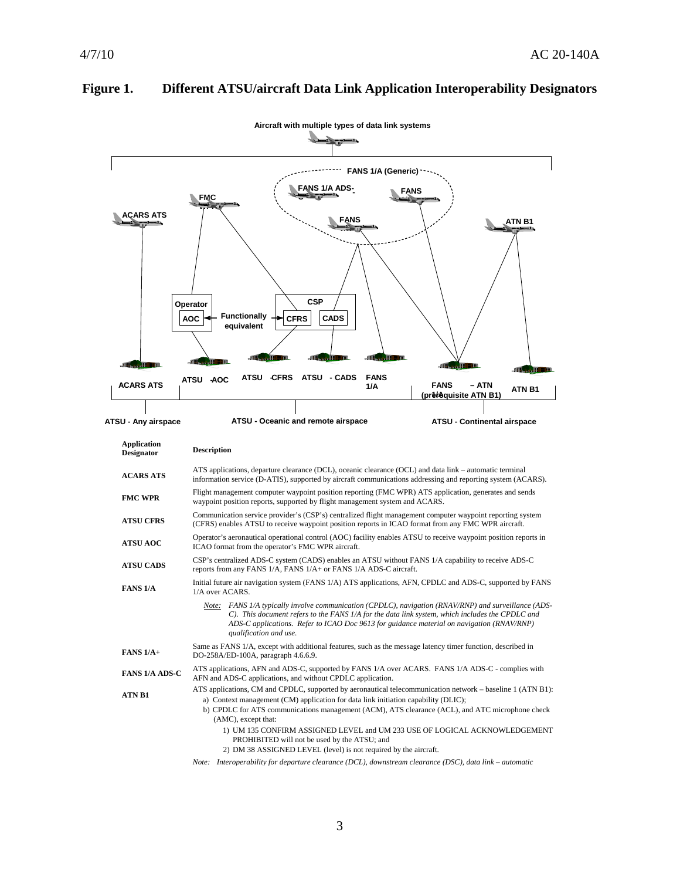# Figure 1. Different ATSU/aircraft Data Link Application Interoperability Designators

| Application Designator | Description |
|---|---|
| **ACARS ATS** | ATS applications, departure clearance (DCL), oceanic clearance (OCL) and data link – automatic terminal information service (D-ATIS), supported by aircraft communications addressing and reporting system (ACARS). |
| **FMC WPR** | Flight management computer waypoint position reporting (FMC WPR) ATS application, generates and sends waypoint position reports, supported by flight management system and ACARS. |
| **ATSU CFRS** | Communication service provider's (CSP's) centralized flight management computer waypoint reporting system (CFRS) enables ATSU to receive waypoint position reports in ICAO format from any FMC WPR aircraft. |
| **ATSU AOC** | Operator's aeronautical operational control (AOC) facility enables ATSU to receive waypoint position reports in ICAO format from the operator's FMC WPR aircraft. |
| **ATSU CADS** | CSP's centralized ADS-C system (CADS) enables an ATSU without FANS 1/A capability to receive ADS-C reports from any FANS 1/A, FANS 1/A+ or FANS 1/A ADS-C aircraft. |
| **FANS 1/A** | Initial future air navigation system (FANS 1/A) ATS applications, AFN, CPDLC and ADS-C, supported by FANS 1/A over ACARS. <br><br> *Note: FANS 1/A typically involve communication (CPDLC), navigation (RNAV/RNP) and surveillance (ADS-C). This document refers to the FANS 1/A for the data link system, which includes the CPDLC and ADS-C applications. Refer to ICAO Doc 9613 for guidance material on navigation (RNAV/RNP) qualification and use.* |
| **FANS 1/A+** | Same as FANS 1/A, except with additional features, such as the message latency timer function, described in DO-258A/ED-100A, paragraph 4.6.6.9. |
| **FANS 1/A ADS-C** | ATS applications, AFN and ADS-C, supported by FANS 1/A over ACARS. FANS 1/A ADS-C - complies with AFN and ADS-C applications, and without CPDLC application. |
| **ATN B1** | ATS applications, CM and CPDLC, supported by aeronautical telecommunication network – baseline 1 (ATN B1): <br> a) Context management (CM) application for data link initiation capability (DLIC); <br> b) CPDLC for ATS communications management (ACM), ATS clearance (ACL), and ATC microphone check (AMC), except that: <br> 1) UM 135 CONFIRM ASSIGNED LEVEL and UM 233 USE OF LOGICAL ACKNOWLEDGEMENT PROHIBITED will not be used by the ATSU; and <br> 2) DM 38 ASSIGNED LEVEL (level) is not required by the aircraft. |

*Note: Interoperability for departure clearance (DCL), downstream clearance (DSC), data link – automatic*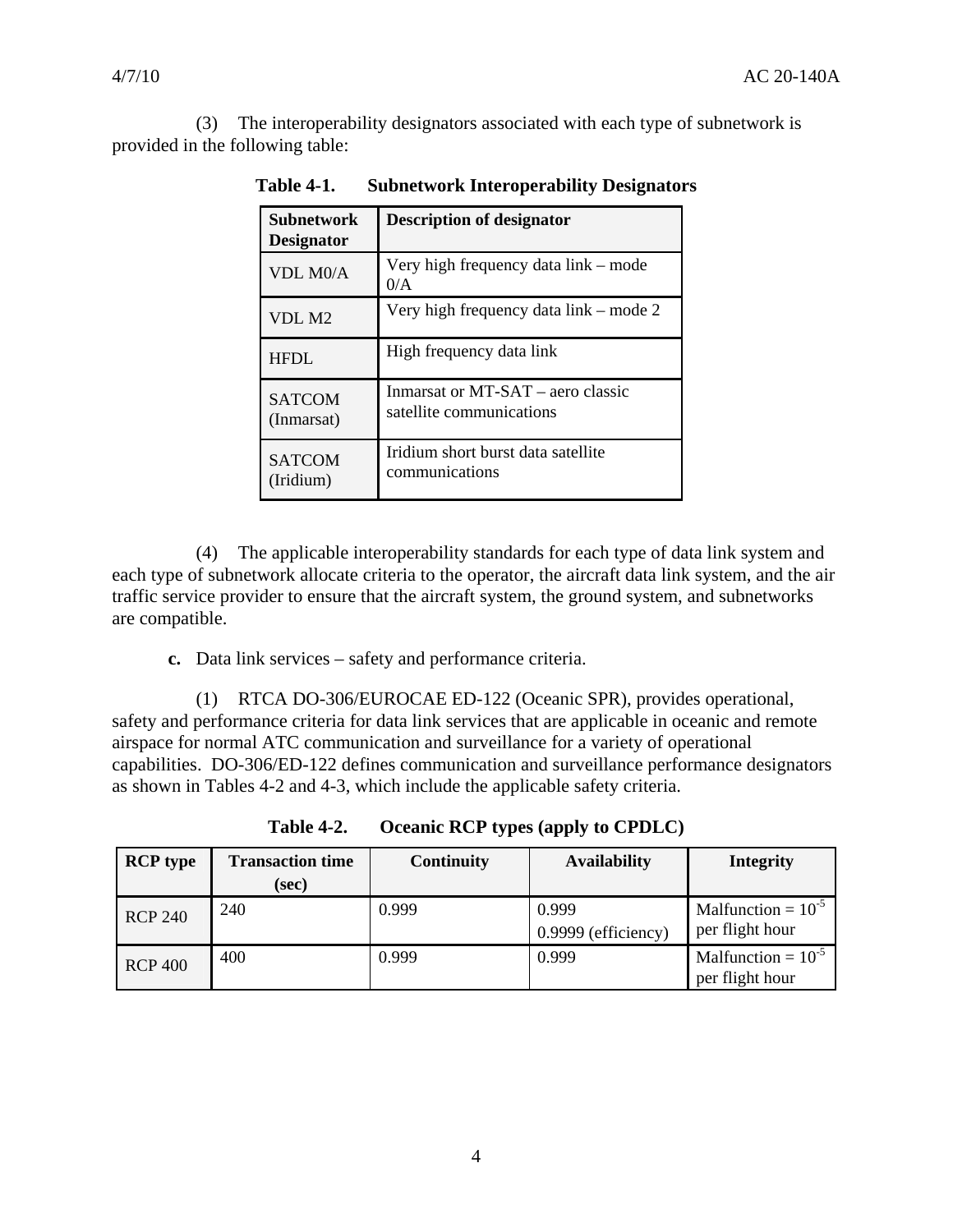(3) The interoperability designators associated with each type of subnetwork is provided in the following table:

**Table 4-1. Subnetwork Interoperability Designators**

| Subnetwork Designator | Description of designator |
|---|---|
| VDL M0/A | Very high frequency data link – mode 0/A |
| VDL M2 | Very high frequency data link – mode 2 |
| HFDL | High frequency data link |
| SATCOM (Inmarsat) | Inmarsat or MT-SAT – aero classic satellite communications |
| SATCOM (Iridium) | Iridium short burst data satellite communications |

(4) The applicable interoperability standards for each type of data link system and each type of subnetwork allocate criteria to the operator, the aircraft data link system, and the air traffic service provider to ensure that the aircraft system, the ground system, and subnetworks are compatible.

**c.** Data link services – safety and performance criteria.

(1) RTCA DO-306/EUROCAE ED-122 (Oceanic SPR), provides operational, safety and performance criteria for data link services that are applicable in oceanic and remote airspace for normal ATC communication and surveillance for a variety of operational capabilities. DO-306/ED-122 defines communication and surveillance performance designators as shown in Tables 4-2 and 4-3, which include the applicable safety criteria.

**Table 4-2. Oceanic RCP types (apply to CPDLC)**

| RCP type | Transaction time (sec) | Continuity | Availability | Integrity |
|---|---|---|---|---|
| RCP 240 | 240 | 0.999 | 0.999<br>0.9999 (efficiency) | Malfunction = $10^{-5}$ per flight hour |
| RCP 400 | 400 | 0.999 | 0.999 | Malfunction = $10^{-5}$ per flight hour |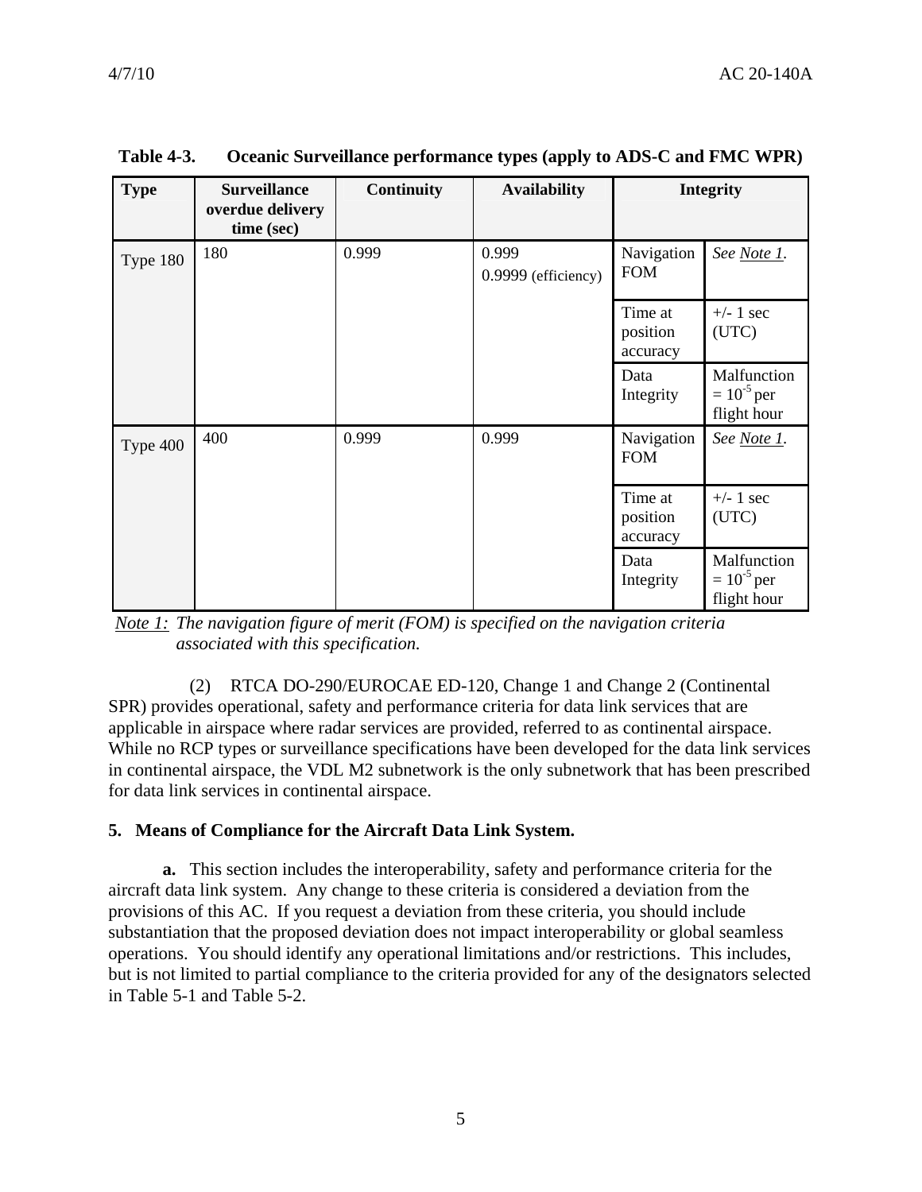**Table 4-3. Oceanic Surveillance performance types (apply to ADS-C and FMC WPR)**

| Type | Surveillance overdue delivery time (sec) | Continuity | Availability | Integrity | |
|---|---|---|---|---|---|
| Type 180 | 180 | 0.999 | 0.999<br>0.9999 (efficiency) | Navigation FOM | *See Note 1.* |
| | | | | Time at position accuracy | +/- 1 sec (UTC) |
| | | | | Data Integrity | Malfunction = $10^{-5}$ per flight hour |
| Type 400 | 400 | 0.999 | 0.999 | Navigation FOM | *See Note 1.* |
| | | | | Time at position accuracy | +/- 1 sec (UTC) |
| | | | | Data Integrity | Malfunction = $10^{-5}$ per flight hour |

*Note 1: The navigation figure of merit (FOM) is specified on the navigation criteria associated with this specification.*

(2) RTCA DO-290/EUROCAE ED-120, Change 1 and Change 2 (Continental SPR) provides operational, safety and performance criteria for data link services that are applicable in airspace where radar services are provided, referred to as continental airspace. While no RCP types or surveillance specifications have been developed for the data link services in continental airspace, the VDL M2 subnetwork is the only subnetwork that has been prescribed for data link services in continental airspace.

## 5. Means of Compliance for the Aircraft Data Link System.

**a.** This section includes the interoperability, safety and performance criteria for the aircraft data link system. Any change to these criteria is considered a deviation from the provisions of this AC. If you request a deviation from these criteria, you should include substantiation that the proposed deviation does not impact interoperability or global seamless operations. You should identify any operational limitations and/or restrictions. This includes, but is not limited to partial compliance to the criteria provided for any of the designators selected in Table 5-1 and Table 5-2.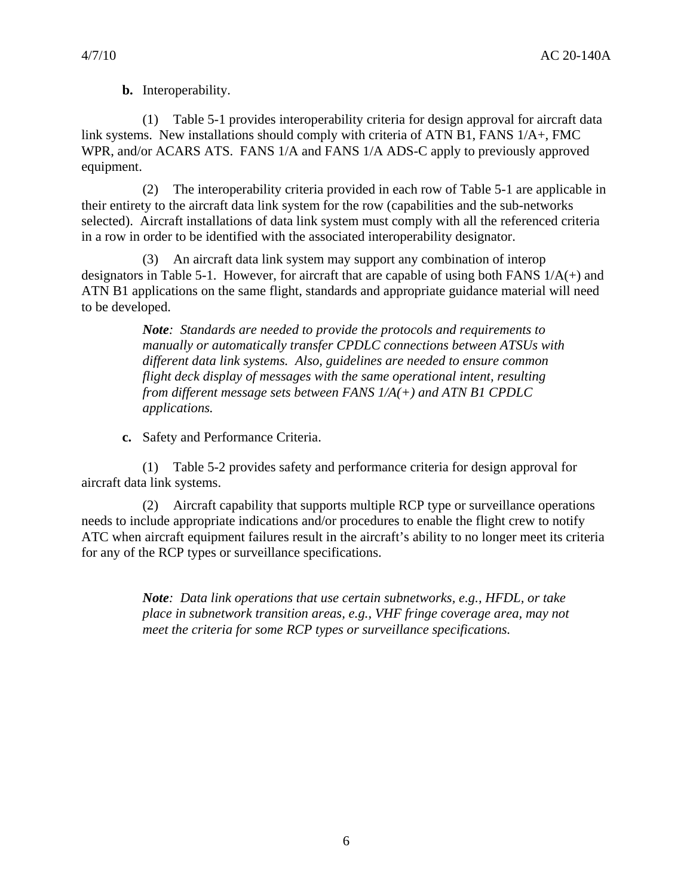**b.** Interoperability.

(1) Table 5-1 provides interoperability criteria for design approval for aircraft data link systems. New installations should comply with criteria of ATN B1, FANS 1/A+, FMC WPR, and/or ACARS ATS. FANS 1/A and FANS 1/A ADS-C apply to previously approved equipment.

(2) The interoperability criteria provided in each row of Table 5-1 are applicable in their entirety to the aircraft data link system for the row (capabilities and the sub-networks selected). Aircraft installations of data link system must comply with all the referenced criteria in a row in order to be identified with the associated interoperability designator.

(3) An aircraft data link system may support any combination of interop designators in Table 5-1. However, for aircraft that are capable of using both FANS 1/A(+) and ATN B1 applications on the same flight, standards and appropriate guidance material will need to be developed.

> ***Note**: Standards are needed to provide the protocols and requirements to manually or automatically transfer CPDLC connections between ATSUs with different data link systems. Also, guidelines are needed to ensure common flight deck display of messages with the same operational intent, resulting from different message sets between FANS 1/A(+) and ATN B1 CPDLC applications.*

**c.** Safety and Performance Criteria.

(1) Table 5-2 provides safety and performance criteria for design approval for aircraft data link systems.

(2) Aircraft capability that supports multiple RCP type or surveillance operations needs to include appropriate indications and/or procedures to enable the flight crew to notify ATC when aircraft equipment failures result in the aircraft's ability to no longer meet its criteria for any of the RCP types or surveillance specifications.

> ***Note**: Data link operations that use certain subnetworks, e.g., HFDL, or take place in subnetwork transition areas, e.g., VHF fringe coverage area, may not meet the criteria for some RCP types or surveillance specifications.*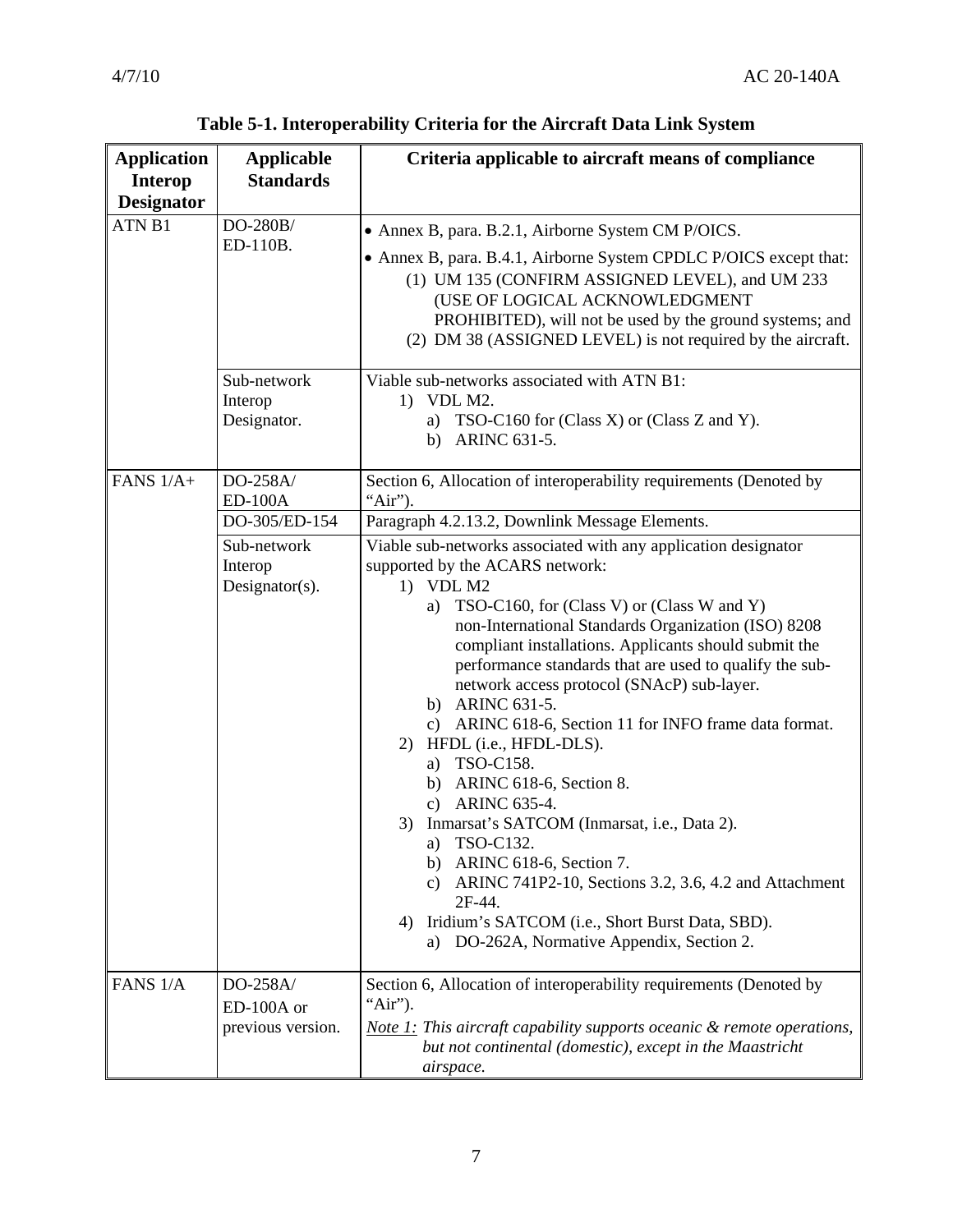**Table 5-1. Interoperability Criteria for the Aircraft Data Link System**

| Application Interop Designator | Applicable Standards | Criteria applicable to aircraft means of compliance |
|---|---|---|
| ATN B1 | DO-280B/ ED-110B. | • Annex B, para. B.2.1, Airborne System CM P/OICS.<br>• Annex B, para. B.4.1, Airborne System CPDLC P/OICS except that:<br>(1) UM 135 (CONFIRM ASSIGNED LEVEL), and UM 233 (USE OF LOGICAL ACKNOWLEDGMENT PROHIBITED), will not be used by the ground systems; and<br>(2) DM 38 (ASSIGNED LEVEL) is not required by the aircraft. |
| | Sub-network Interop Designator. | Viable sub-networks associated with ATN B1:<br>1) VDL M2.<br>a) TSO-C160 for (Class X) or (Class Z and Y).<br>b) ARINC 631-5. |
| FANS 1/A+ | DO-258A/ ED-100A | Section 6, Allocation of interoperability requirements (Denoted by "Air"). |
| | DO-305/ED-154 | Paragraph 4.2.13.2, Downlink Message Elements. |
| | Sub-network Interop Designator(s). | Viable sub-networks associated with any application designator supported by the ACARS network:<br>1) VDL M2<br>a) TSO-C160, for (Class V) or (Class W and Y) non-International Standards Organization (ISO) 8208 compliant installations. Applicants should submit the performance standards that are used to qualify the sub-network access protocol (SNAcP) sub-layer.<br>b) ARINC 631-5.<br>c) ARINC 618-6, Section 11 for INFO frame data format.<br>2) HFDL (i.e., HFDL-DLS).<br>a) TSO-C158.<br>b) ARINC 618-6, Section 8.<br>c) ARINC 635-4.<br>3) Inmarsat's SATCOM (Inmarsat, i.e., Data 2).<br>a) TSO-C132.<br>b) ARINC 618-6, Section 7.<br>c) ARINC 741P2-10, Sections 3.2, 3.6, 4.2 and Attachment 2F-44.<br>4) Iridium's SATCOM (i.e., Short Burst Data, SBD).<br>a) DO-262A, Normative Appendix, Section 2. |
| FANS 1/A | DO-258A/ ED-100A or previous version. | Section 6, Allocation of interoperability requirements (Denoted by "Air").<br>Note 1: *This aircraft capability supports oceanic & remote operations, but not continental (domestic), except in the Maastricht airspace.* |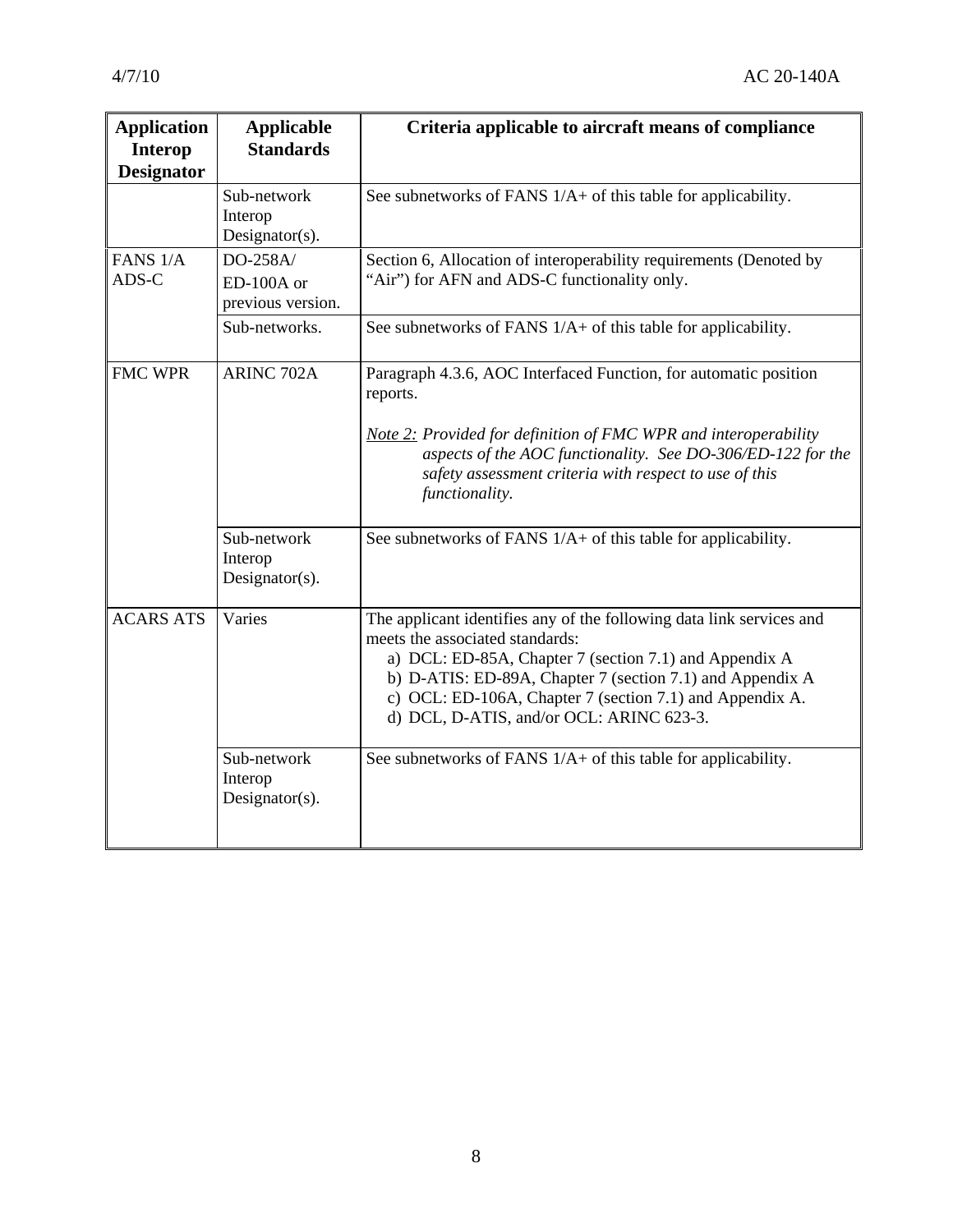| Application Interop Designator | Applicable Standards | Criteria applicable to aircraft means of compliance |
|---|---|---|
| | Sub-network Interop Designator(s). | See subnetworks of FANS 1/A+ of this table for applicability. |
| FANS 1/A ADS-C | DO-258A/ ED-100A or previous version. | Section 6, Allocation of interoperability requirements (Denoted by "Air") for AFN and ADS-C functionality only. |
| | Sub-networks. | See subnetworks of FANS 1/A+ of this table for applicability. |
| FMC WPR | ARINC 702A | Paragraph 4.3.6, AOC Interfaced Function, for automatic position reports.<br><br>Note 2: *Provided for definition of FMC WPR and interoperability aspects of the AOC functionality. See DO-306/ED-122 for the safety assessment criteria with respect to use of this functionality.* |
| | Sub-network Interop Designator(s). | See subnetworks of FANS 1/A+ of this table for applicability. |
| ACARS ATS | Varies | The applicant identifies any of the following data link services and meets the associated standards:<br>a) DCL: ED-85A, Chapter 7 (section 7.1) and Appendix A<br>b) D-ATIS: ED-89A, Chapter 7 (section 7.1) and Appendix A<br>c) OCL: ED-106A, Chapter 7 (section 7.1) and Appendix A.<br>d) DCL, D-ATIS, and/or OCL: ARINC 623-3. |
| | Sub-network Interop Designator(s). | See subnetworks of FANS 1/A+ of this table for applicability. |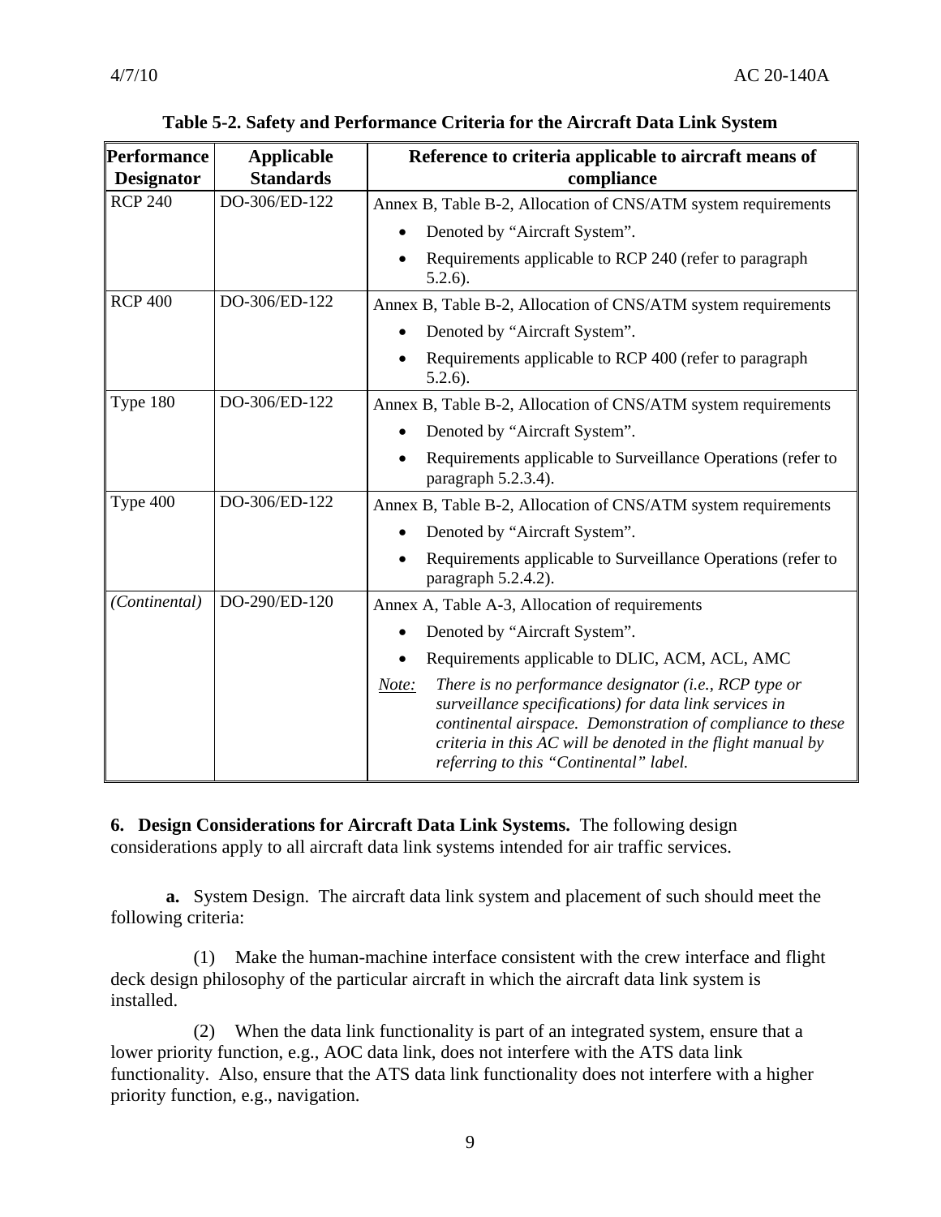**Table 5-2. Safety and Performance Criteria for the Aircraft Data Link System**

| Performance Designator | Applicable Standards | Reference to criteria applicable to aircraft means of compliance |
|---|---|---|
| RCP 240 | DO-306/ED-122 | Annex B, Table B-2, Allocation of CNS/ATM system requirements<br>• Denoted by "Aircraft System".<br>• Requirements applicable to RCP 240 (refer to paragraph 5.2.6). |
| RCP 400 | DO-306/ED-122 | Annex B, Table B-2, Allocation of CNS/ATM system requirements<br>• Denoted by "Aircraft System".<br>• Requirements applicable to RCP 400 (refer to paragraph 5.2.6). |
| Type 180 | DO-306/ED-122 | Annex B, Table B-2, Allocation of CNS/ATM system requirements<br>• Denoted by "Aircraft System".<br>• Requirements applicable to Surveillance Operations (refer to paragraph 5.2.3.4). |
| Type 400 | DO-306/ED-122 | Annex B, Table B-2, Allocation of CNS/ATM system requirements<br>• Denoted by "Aircraft System".<br>• Requirements applicable to Surveillance Operations (refer to paragraph 5.2.4.2). |
| *(Continental)* | DO-290/ED-120 | Annex A, Table A-3, Allocation of requirements<br>• Denoted by "Aircraft System".<br>• Requirements applicable to DLIC, ACM, ACL, AMC<br>*Note:* *There is no performance designator (i.e., RCP type or surveillance specifications) for data link services in continental airspace. Demonstration of compliance to these criteria in this AC will be denoted in the flight manual by referring to this "Continental" label.* |

**6. Design Considerations for Aircraft Data Link Systems.** The following design considerations apply to all aircraft data link systems intended for air traffic services.

**a.** System Design. The aircraft data link system and placement of such should meet the following criteria:

(1) Make the human-machine interface consistent with the crew interface and flight deck design philosophy of the particular aircraft in which the aircraft data link system is installed.

(2) When the data link functionality is part of an integrated system, ensure that a lower priority function, e.g., AOC data link, does not interfere with the ATS data link functionality. Also, ensure that the ATS data link functionality does not interfere with a higher priority function, e.g., navigation.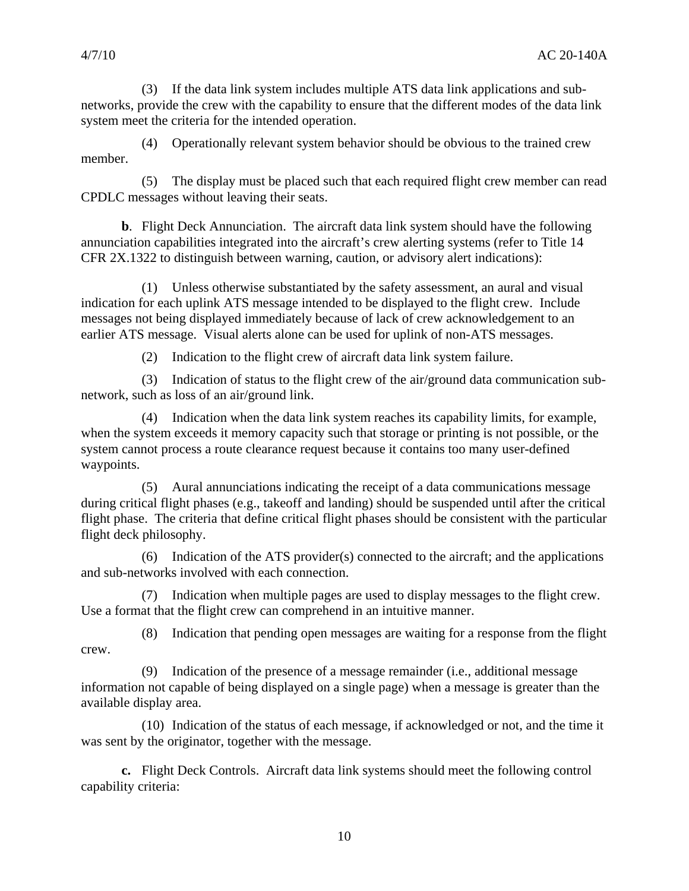(3) If the data link system includes multiple ATS data link applications and sub-networks, provide the crew with the capability to ensure that the different modes of the data link system meet the criteria for the intended operation.

(4) Operationally relevant system behavior should be obvious to the trained crew member.

(5) The display must be placed such that each required flight crew member can read CPDLC messages without leaving their seats.

**b**. Flight Deck Annunciation. The aircraft data link system should have the following annunciation capabilities integrated into the aircraft's crew alerting systems (refer to Title 14 CFR 2X.1322 to distinguish between warning, caution, or advisory alert indications):

(1) Unless otherwise substantiated by the safety assessment, an aural and visual indication for each uplink ATS message intended to be displayed to the flight crew. Include messages not being displayed immediately because of lack of crew acknowledgement to an earlier ATS message. Visual alerts alone can be used for uplink of non-ATS messages.

(2) Indication to the flight crew of aircraft data link system failure.

(3) Indication of status to the flight crew of the air/ground data communication sub-network, such as loss of an air/ground link.

(4) Indication when the data link system reaches its capability limits, for example, when the system exceeds it memory capacity such that storage or printing is not possible, or the system cannot process a route clearance request because it contains too many user-defined waypoints.

(5) Aural annunciations indicating the receipt of a data communications message during critical flight phases (e.g., takeoff and landing) should be suspended until after the critical flight phase. The criteria that define critical flight phases should be consistent with the particular flight deck philosophy.

(6) Indication of the ATS provider(s) connected to the aircraft; and the applications and sub-networks involved with each connection.

(7) Indication when multiple pages are used to display messages to the flight crew. Use a format that the flight crew can comprehend in an intuitive manner.

(8) Indication that pending open messages are waiting for a response from the flight crew.

(9) Indication of the presence of a message remainder (i.e., additional message information not capable of being displayed on a single page) when a message is greater than the available display area.

(10) Indication of the status of each message, if acknowledged or not, and the time it was sent by the originator, together with the message.

**c.** Flight Deck Controls. Aircraft data link systems should meet the following control capability criteria: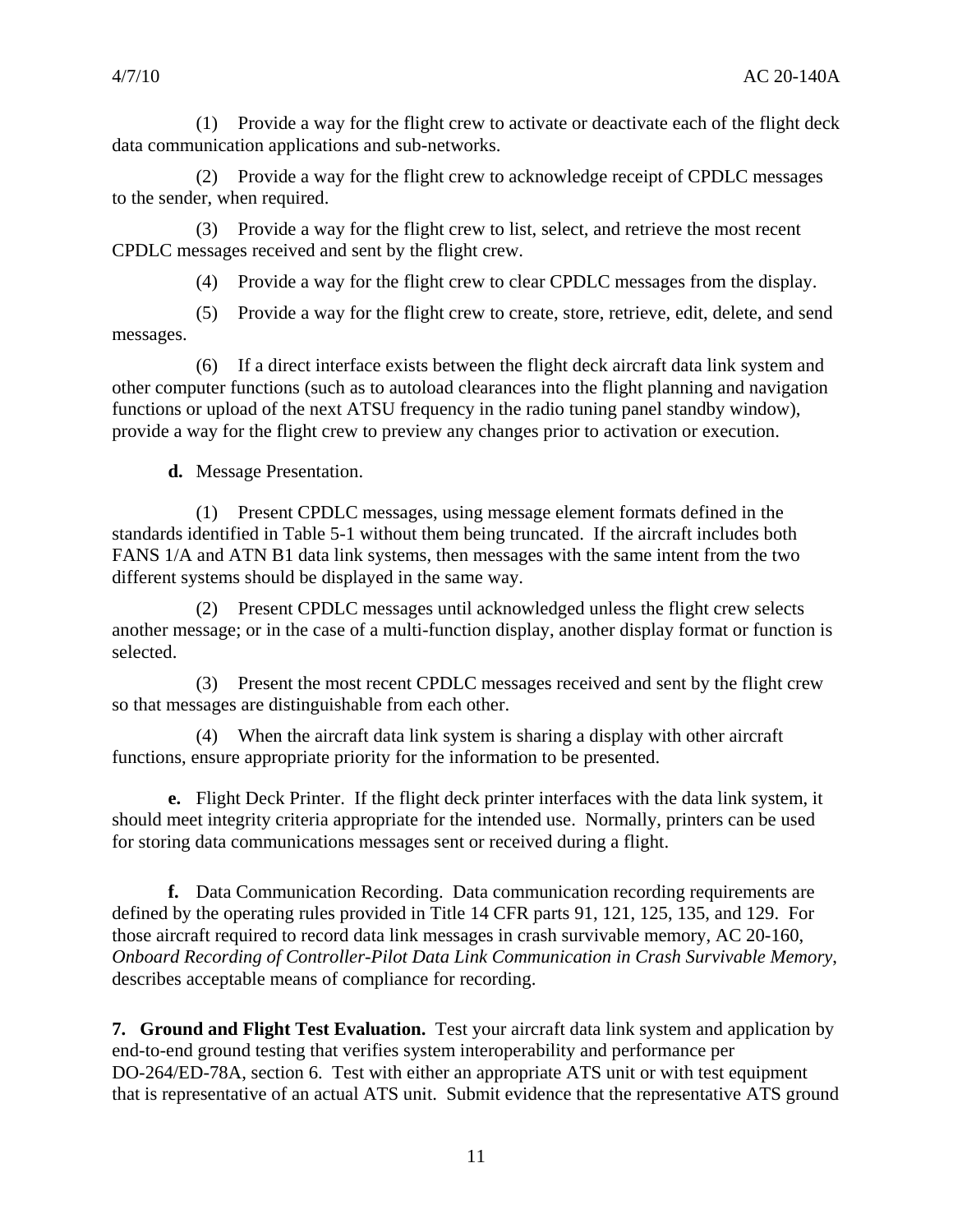(1) Provide a way for the flight crew to activate or deactivate each of the flight deck data communication applications and sub-networks.

(2) Provide a way for the flight crew to acknowledge receipt of CPDLC messages to the sender, when required.

(3) Provide a way for the flight crew to list, select, and retrieve the most recent CPDLC messages received and sent by the flight crew.

(4) Provide a way for the flight crew to clear CPDLC messages from the display.

(5) Provide a way for the flight crew to create, store, retrieve, edit, delete, and send messages.

(6) If a direct interface exists between the flight deck aircraft data link system and other computer functions (such as to autoload clearances into the flight planning and navigation functions or upload of the next ATSU frequency in the radio tuning panel standby window), provide a way for the flight crew to preview any changes prior to activation or execution.

**d.** Message Presentation.

(1) Present CPDLC messages, using message element formats defined in the standards identified in Table 5-1 without them being truncated. If the aircraft includes both FANS 1/A and ATN B1 data link systems, then messages with the same intent from the two different systems should be displayed in the same way.

(2) Present CPDLC messages until acknowledged unless the flight crew selects another message; or in the case of a multi-function display, another display format or function is selected.

(3) Present the most recent CPDLC messages received and sent by the flight crew so that messages are distinguishable from each other.

(4) When the aircraft data link system is sharing a display with other aircraft functions, ensure appropriate priority for the information to be presented.

**e.** Flight Deck Printer. If the flight deck printer interfaces with the data link system, it should meet integrity criteria appropriate for the intended use. Normally, printers can be used for storing data communications messages sent or received during a flight.

**f.** Data Communication Recording. Data communication recording requirements are defined by the operating rules provided in Title 14 CFR parts 91, 121, 125, 135, and 129. For those aircraft required to record data link messages in crash survivable memory, AC 20-160, *Onboard Recording of Controller-Pilot Data Link Communication in Crash Survivable Memory*, describes acceptable means of compliance for recording.

**7. Ground and Flight Test Evaluation.** Test your aircraft data link system and application by end-to-end ground testing that verifies system interoperability and performance per DO-264/ED-78A, section 6. Test with either an appropriate ATS unit or with test equipment that is representative of an actual ATS unit. Submit evidence that the representative ATS ground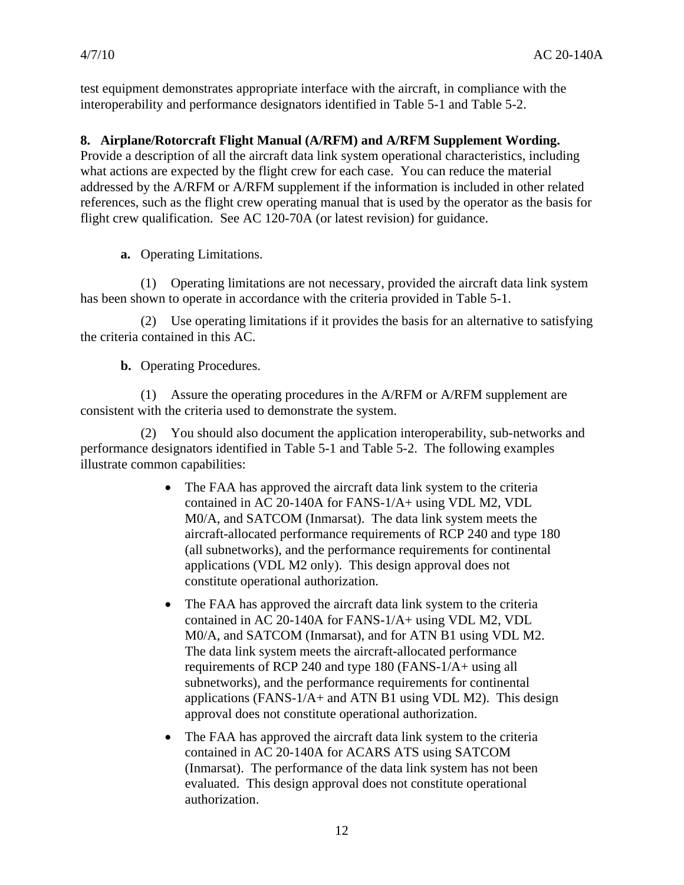test equipment demonstrates appropriate interface with the aircraft, in compliance with the interoperability and performance designators identified in Table 5-1 and Table 5-2.

**8. Airplane/Rotorcraft Flight Manual (A/RFM) and A/RFM Supplement Wording.** Provide a description of all the aircraft data link system operational characteristics, including what actions are expected by the flight crew for each case. You can reduce the material addressed by the A/RFM or A/RFM supplement if the information is included in other related references, such as the flight crew operating manual that is used by the operator as the basis for flight crew qualification. See AC 120-70A (or latest revision) for guidance.

**a.** Operating Limitations.

(1) Operating limitations are not necessary, provided the aircraft data link system has been shown to operate in accordance with the criteria provided in Table 5-1.

(2) Use operating limitations if it provides the basis for an alternative to satisfying the criteria contained in this AC.

**b.** Operating Procedures.

(1) Assure the operating procedures in the A/RFM or A/RFM supplement are consistent with the criteria used to demonstrate the system.

(2) You should also document the application interoperability, sub-networks and performance designators identified in Table 5-1 and Table 5-2. The following examples illustrate common capabilities:

- The FAA has approved the aircraft data link system to the criteria contained in AC 20-140A for FANS-1/A+ using VDL M2, VDL M0/A, and SATCOM (Inmarsat). The data link system meets the aircraft-allocated performance requirements of RCP 240 and type 180 (all subnetworks), and the performance requirements for continental applications (VDL M2 only). This design approval does not constitute operational authorization.
- The FAA has approved the aircraft data link system to the criteria contained in AC 20-140A for FANS-1/A+ using VDL M2, VDL M0/A, and SATCOM (Inmarsat), and for ATN B1 using VDL M2. The data link system meets the aircraft-allocated performance requirements of RCP 240 and type 180 (FANS-1/A+ using all subnetworks), and the performance requirements for continental applications (FANS-1/A+ and ATN B1 using VDL M2). This design approval does not constitute operational authorization.
- The FAA has approved the aircraft data link system to the criteria contained in AC 20-140A for ACARS ATS using SATCOM (Inmarsat). The performance of the data link system has not been evaluated. This design approval does not constitute operational authorization.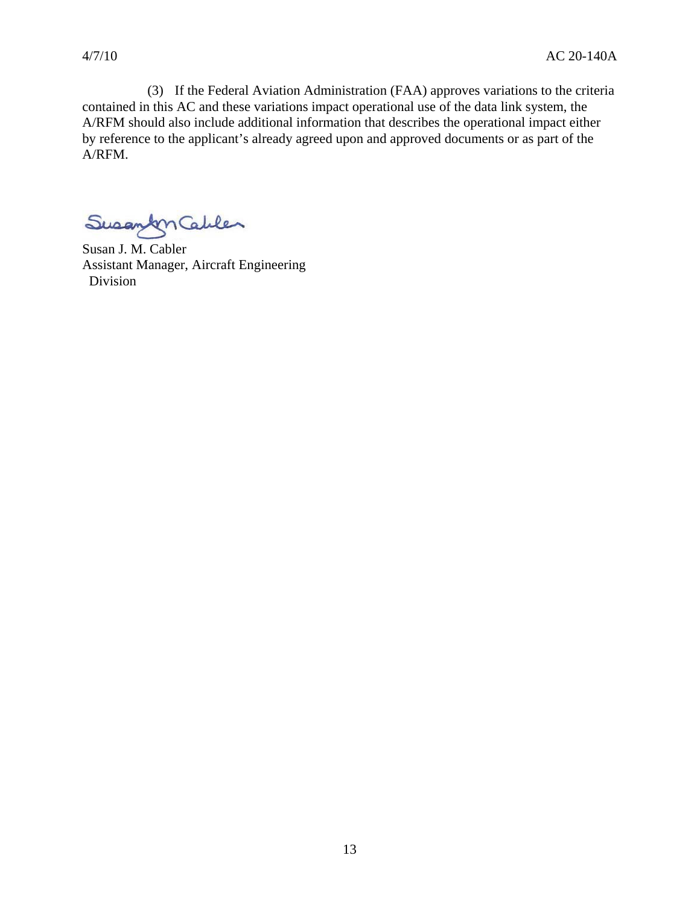(3) If the Federal Aviation Administration (FAA) approves variations to the criteria contained in this AC and these variations impact operational use of the data link system, the A/RFM should also include additional information that describes the operational impact either by reference to the applicant's already agreed upon and approved documents or as part of the A/RFM.

Susan J. M. Cabler
Assistant Manager, Aircraft Engineering
Division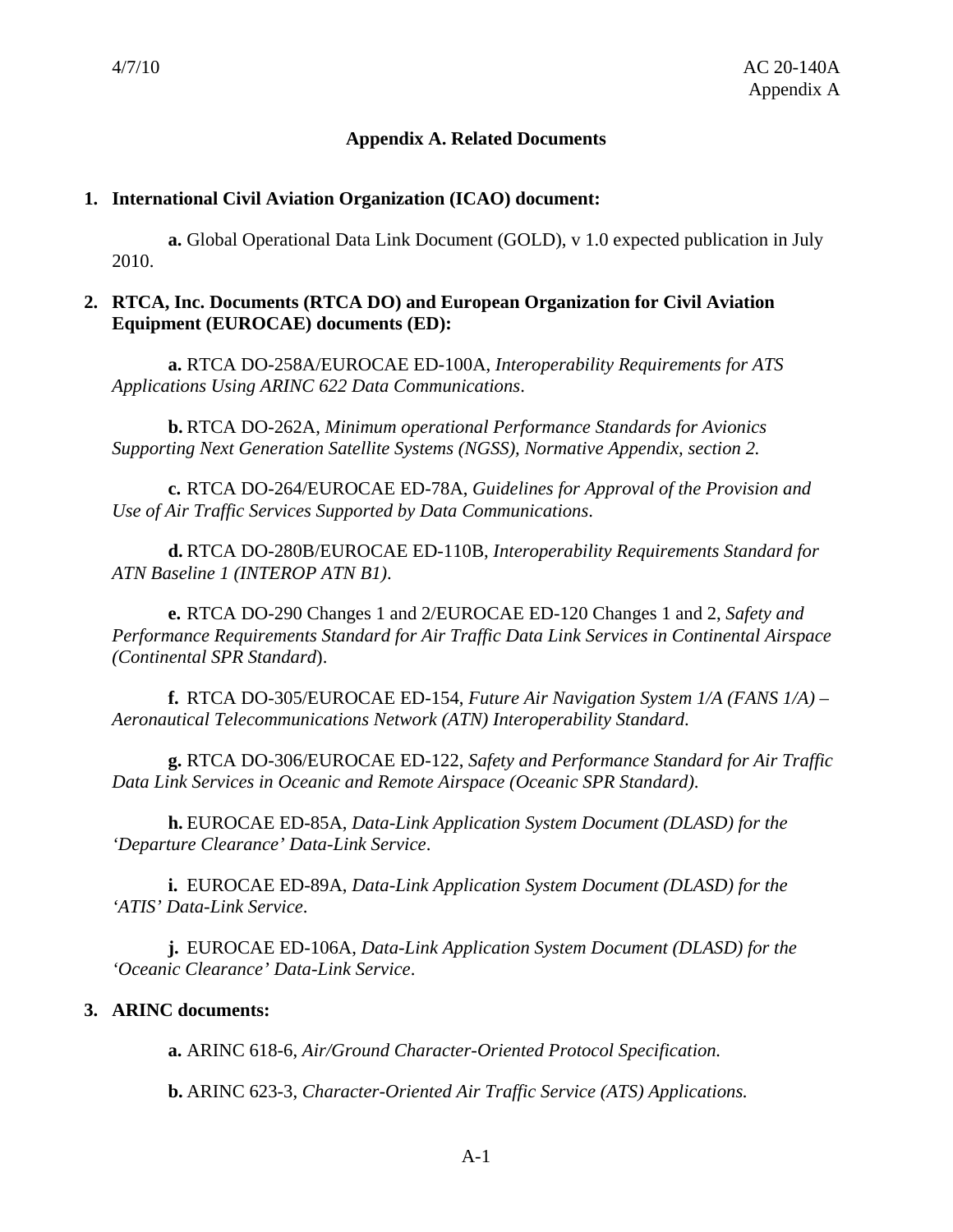# Appendix A. Related Documents

## 1. International Civil Aviation Organization (ICAO) document:

**a.** Global Operational Data Link Document (GOLD), v 1.0 expected publication in July 2010.

## 2. RTCA, Inc. Documents (RTCA DO) and European Organization for Civil Aviation Equipment (EUROCAE) documents (ED):

**a.** RTCA DO-258A/EUROCAE ED-100A, *Interoperability Requirements for ATS Applications Using ARINC 622 Data Communications*.

**b.** RTCA DO-262A, *Minimum operational Performance Standards for Avionics Supporting Next Generation Satellite Systems (NGSS), Normative Appendix, section 2.*

**c.** RTCA DO-264/EUROCAE ED-78A, *Guidelines for Approval of the Provision and Use of Air Traffic Services Supported by Data Communications*.

**d.** RTCA DO-280B/EUROCAE ED-110B, *Interoperability Requirements Standard for ATN Baseline 1 (INTEROP ATN B1)*.

**e.** RTCA DO-290 Changes 1 and 2/EUROCAE ED-120 Changes 1 and 2, *Safety and Performance Requirements Standard for Air Traffic Data Link Services in Continental Airspace (Continental SPR Standard*).

**f.** RTCA DO-305/EUROCAE ED-154, *Future Air Navigation System 1/A (FANS 1/A) – Aeronautical Telecommunications Network (ATN) Interoperability Standard*.

**g.** RTCA DO-306/EUROCAE ED-122, *Safety and Performance Standard for Air Traffic Data Link Services in Oceanic and Remote Airspace (Oceanic SPR Standard).*

**h.** EUROCAE ED-85A, *Data-Link Application System Document (DLASD) for the 'Departure Clearance' Data-Link Service*.

**i.** EUROCAE ED-89A, *Data-Link Application System Document (DLASD) for the 'ATIS' Data-Link Service*.

**j.** EUROCAE ED-106A, *Data-Link Application System Document (DLASD) for the 'Oceanic Clearance' Data-Link Service*.

## 3. ARINC documents:

**a.** ARINC 618-6, *Air/Ground Character-Oriented Protocol Specification.*

**b.** ARINC 623-3, *Character-Oriented Air Traffic Service (ATS) Applications.*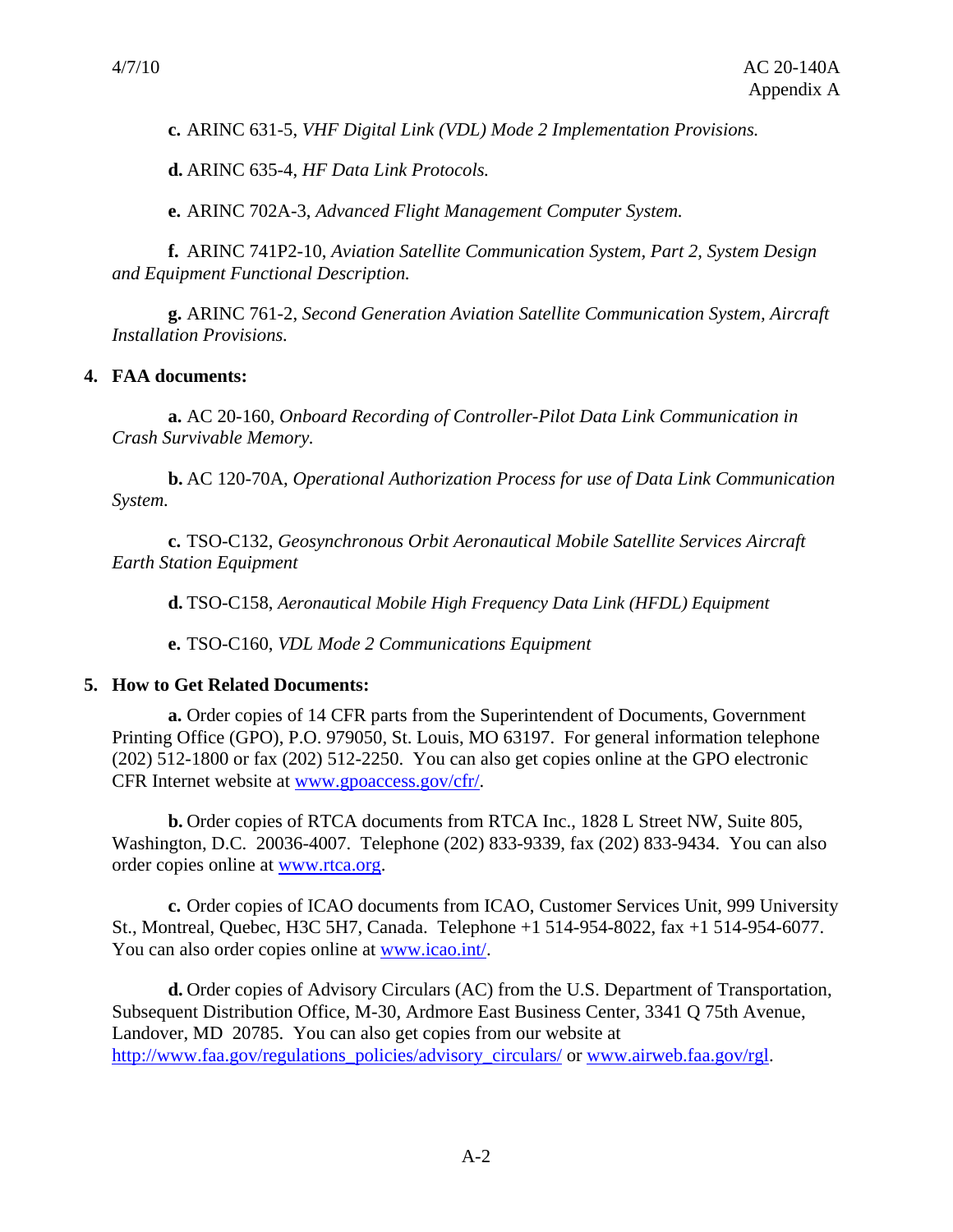**c.** ARINC 631-5, *VHF Digital Link (VDL) Mode 2 Implementation Provisions.*

**d.** ARINC 635-4, *HF Data Link Protocols.*

**e.** ARINC 702A-3, *Advanced Flight Management Computer System.*

**f.** ARINC 741P2-10, *Aviation Satellite Communication System, Part 2, System Design and Equipment Functional Description.*

**g.** ARINC 761-2, *Second Generation Aviation Satellite Communication System, Aircraft Installation Provisions.*

**4. FAA documents:**

**a.** AC 20-160, *Onboard Recording of Controller-Pilot Data Link Communication in Crash Survivable Memory.*

**b.** AC 120-70A, *Operational Authorization Process for use of Data Link Communication System.*

**c.** TSO-C132, *Geosynchronous Orbit Aeronautical Mobile Satellite Services Aircraft Earth Station Equipment*

**d.** TSO-C158, *Aeronautical Mobile High Frequency Data Link (HFDL) Equipment*

**e.** TSO-C160, *VDL Mode 2 Communications Equipment*

**5. How to Get Related Documents:**

**a.** Order copies of 14 CFR parts from the Superintendent of Documents, Government Printing Office (GPO), P.O. 979050, St. Louis, MO 63197. For general information telephone (202) 512-1800 or fax (202) 512-2250. You can also get copies online at the GPO electronic CFR Internet website at www.gpoaccess.gov/cfr/.

**b.** Order copies of RTCA documents from RTCA Inc., 1828 L Street NW, Suite 805, Washington, D.C. 20036-4007. Telephone (202) 833-9339, fax (202) 833-9434. You can also order copies online at www.rtca.org.

**c.** Order copies of ICAO documents from ICAO, Customer Services Unit, 999 University St., Montreal, Quebec, H3C 5H7, Canada. Telephone +1 514-954-8022, fax +1 514-954-6077. You can also order copies online at www.icao.int/.

**d.** Order copies of Advisory Circulars (AC) from the U.S. Department of Transportation, Subsequent Distribution Office, M-30, Ardmore East Business Center, 3341 Q 75th Avenue, Landover, MD 20785. You can also get copies from our website at http://www.faa.gov/regulations_policies/advisory_circulars/ or www.airweb.faa.gov/rgl.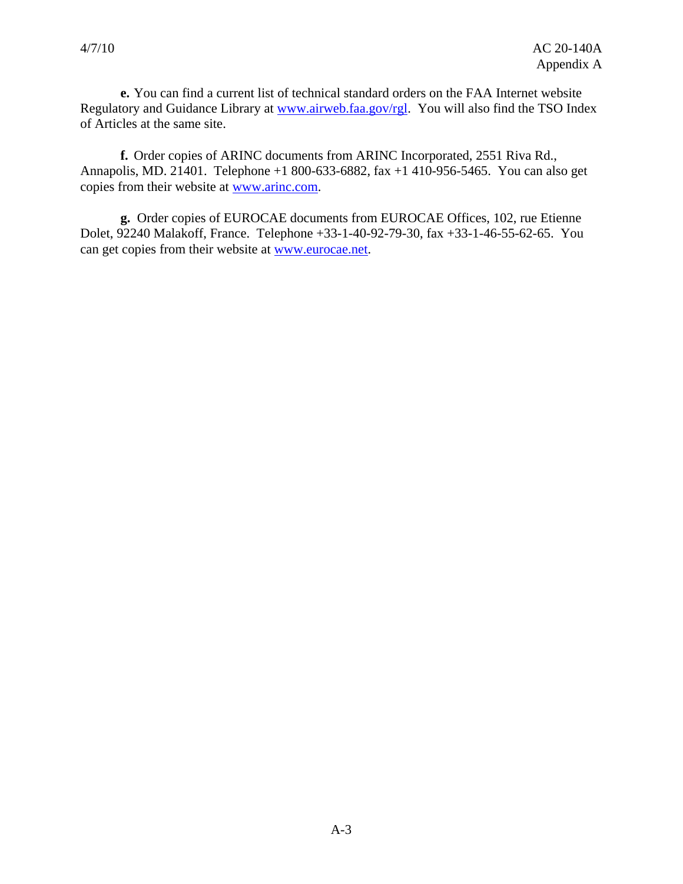**e.** You can find a current list of technical standard orders on the FAA Internet website Regulatory and Guidance Library at [www.airweb.faa.gov/rgl](www.airweb.faa.gov/rgl). You will also find the TSO Index of Articles at the same site.

**f.** Order copies of ARINC documents from ARINC Incorporated, 2551 Riva Rd., Annapolis, MD. 21401. Telephone +1 800-633-6882, fax +1 410-956-5465. You can also get copies from their website at [www.arinc.com](www.arinc.com).

**g.** Order copies of EUROCAE documents from EUROCAE Offices, 102, rue Etienne Dolet, 92240 Malakoff, France. Telephone +33-1-40-92-79-30, fax +33-1-46-55-62-65. You can get copies from their website at [www.eurocae.net](www.eurocae.net).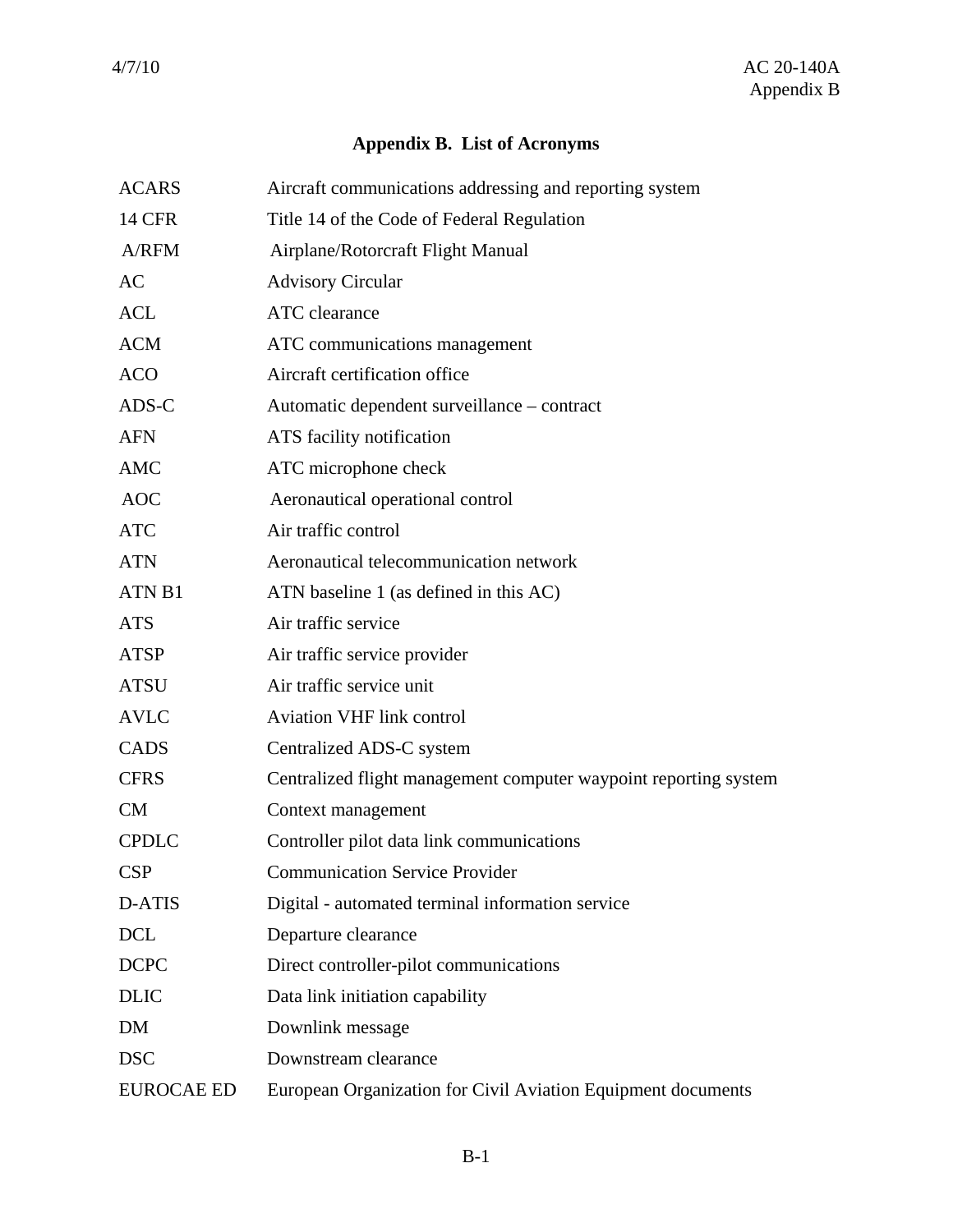# Appendix B. List of Acronyms

| | |
|---|---|
| ACARS | Aircraft communications addressing and reporting system |
| 14 CFR | Title 14 of the Code of Federal Regulation |
| A/RFM | Airplane/Rotorcraft Flight Manual |
| AC | Advisory Circular |
| ACL | ATC clearance |
| ACM | ATC communications management |
| ACO | Aircraft certification office |
| ADS-C | Automatic dependent surveillance – contract |
| AFN | ATS facility notification |
| AMC | ATC microphone check |
| AOC | Aeronautical operational control |
| ATC | Air traffic control |
| ATN | Aeronautical telecommunication network |
| ATN B1 | ATN baseline 1 (as defined in this AC) |
| ATS | Air traffic service |
| ATSP | Air traffic service provider |
| ATSU | Air traffic service unit |
| AVLC | Aviation VHF link control |
| CADS | Centralized ADS-C system |
| CFRS | Centralized flight management computer waypoint reporting system |
| CM | Context management |
| CPDLC | Controller pilot data link communications |
| CSP | Communication Service Provider |
| D-ATIS | Digital - automated terminal information service |
| DCL | Departure clearance |
| DCPC | Direct controller-pilot communications |
| DLIC | Data link initiation capability |
| DM | Downlink message |
| DSC | Downstream clearance |
| EUROCAE ED | European Organization for Civil Aviation Equipment documents |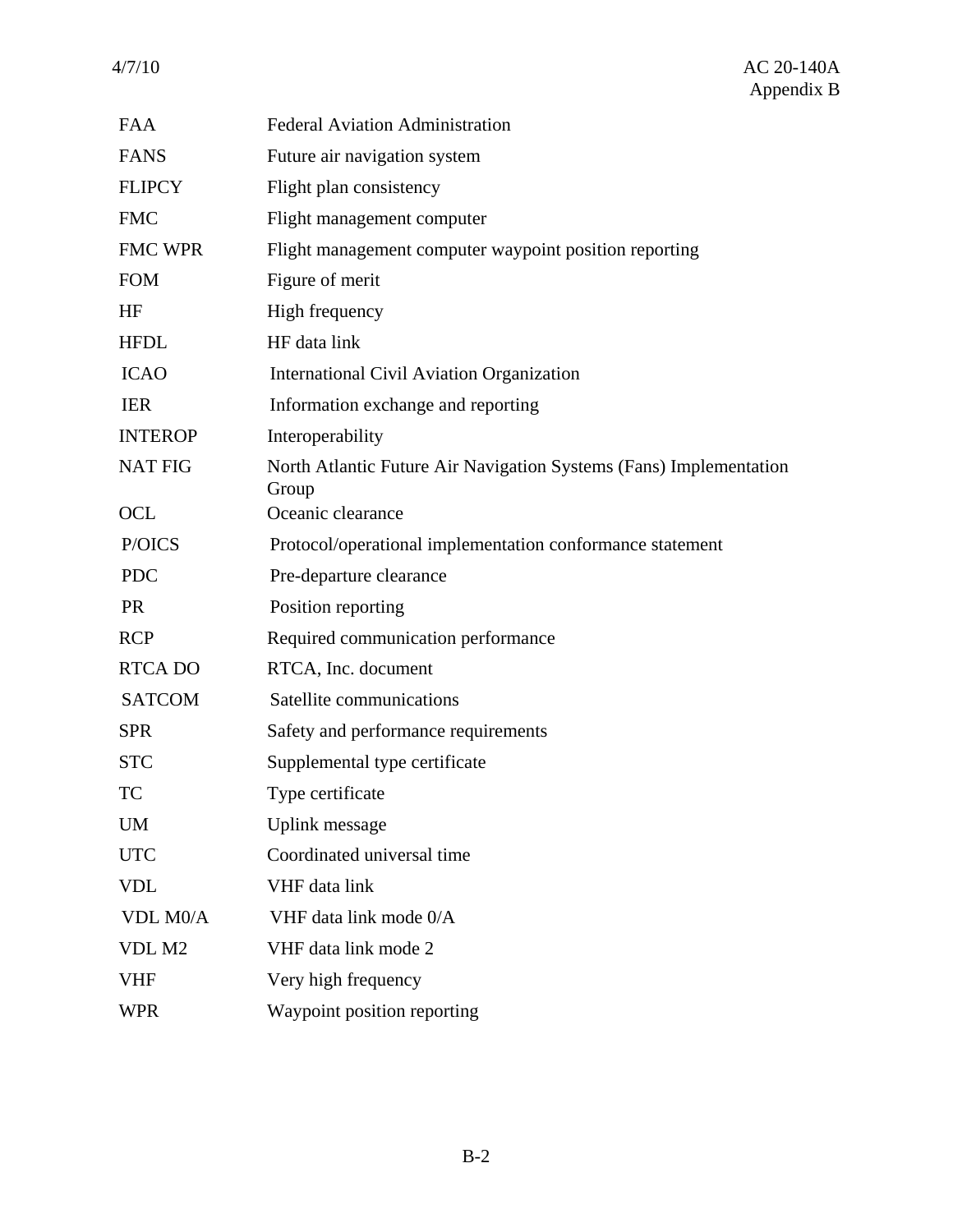| | |
|---|---|
| FAA | Federal Aviation Administration |
| FANS | Future air navigation system |
| FLIPCY | Flight plan consistency |
| FMC | Flight management computer |
| FMC WPR | Flight management computer waypoint position reporting |
| FOM | Figure of merit |
| HF | High frequency |
| HFDL | HF data link |
| ICAO | International Civil Aviation Organization |
| IER | Information exchange and reporting |
| INTEROP | Interoperability |
| NAT FIG | North Atlantic Future Air Navigation Systems (Fans) Implementation Group |
| OCL | Oceanic clearance |
| P/OICS | Protocol/operational implementation conformance statement |
| PDC | Pre-departure clearance |
| PR | Position reporting |
| RCP | Required communication performance |
| RTCA DO | RTCA, Inc. document |
| SATCOM | Satellite communications |
| SPR | Safety and performance requirements |
| STC | Supplemental type certificate |
| TC | Type certificate |
| UM | Uplink message |
| UTC | Coordinated universal time |
| VDL | VHF data link |
| VDL M0/A | VHF data link mode 0/A |
| VDL M2 | VHF data link mode 2 |
| VHF | Very high frequency |
| WPR | Waypoint position reporting |